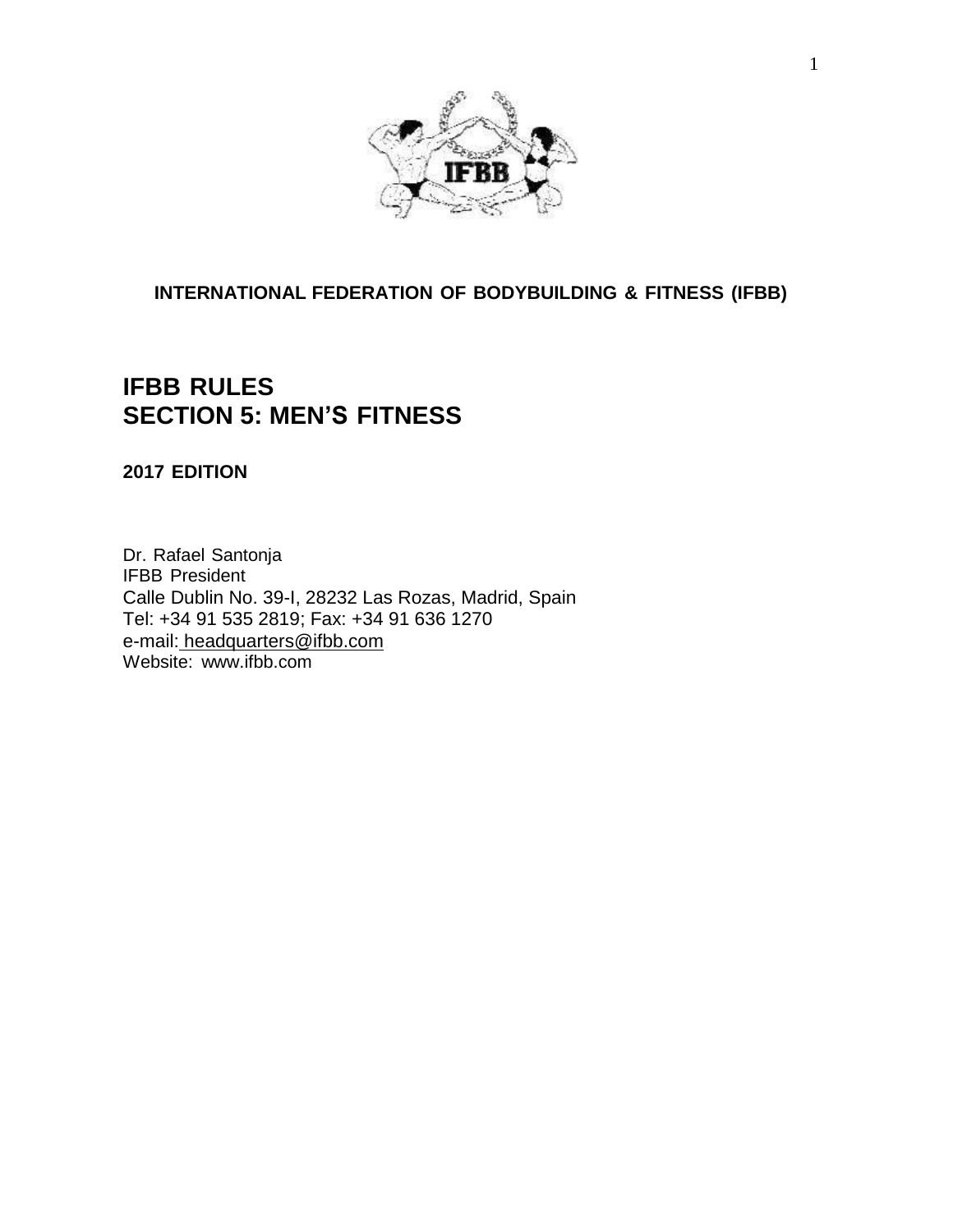**INTERNATIONAL FEDERATION OF BODYBUILDING & FITNESS (IFBB)**

# IFBB RULES
# SECTION 5: MEN'S FITNESS

**2017 EDITION**

Dr. Rafael Santonja
IFBB President
Calle Dublin No. 39-I, 28232 Las Rozas, Madrid, Spain
Tel: +34 91 535 2819; Fax: +34 91 636 1270
e-mail: headquarters@ifbb.com
Website: www.ifbb.com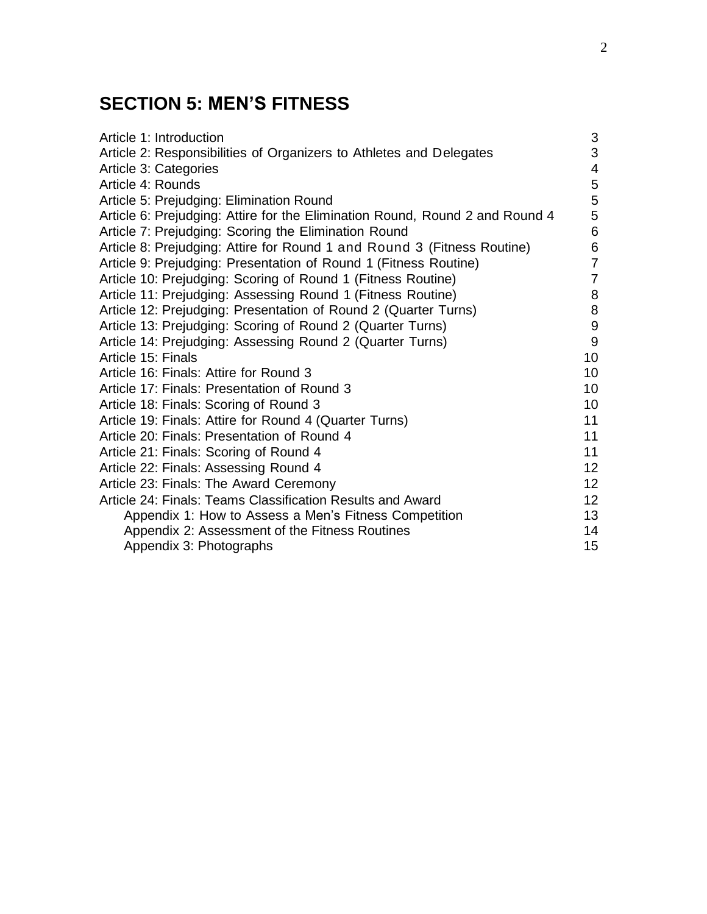## SECTION 5: MEN'S FITNESS

| | |
|---|---|
| Article 1: Introduction | 3 |
| Article 2: Responsibilities of Organizers to Athletes and Delegates | 3 |
| Article 3: Categories | 4 |
| Article 4: Rounds | 5 |
| Article 5: Prejudging: Elimination Round | 5 |
| Article 6: Prejudging: Attire for the Elimination Round, Round 2 and Round 4 | 5 |
| Article 7: Prejudging: Scoring the Elimination Round | 6 |
| Article 8: Prejudging: Attire for Round 1 and Round 3 (Fitness Routine) | 6 |
| Article 9: Prejudging: Presentation of Round 1 (Fitness Routine) | 7 |
| Article 10: Prejudging: Scoring of Round 1 (Fitness Routine) | 7 |
| Article 11: Prejudging: Assessing Round 1 (Fitness Routine) | 8 |
| Article 12: Prejudging: Presentation of Round 2 (Quarter Turns) | 8 |
| Article 13: Prejudging: Scoring of Round 2 (Quarter Turns) | 9 |
| Article 14: Prejudging: Assessing Round 2 (Quarter Turns) | 9 |
| Article 15: Finals | 10 |
| Article 16: Finals: Attire for Round 3 | 10 |
| Article 17: Finals: Presentation of Round 3 | 10 |
| Article 18: Finals: Scoring of Round 3 | 10 |
| Article 19: Finals: Attire for Round 4 (Quarter Turns) | 11 |
| Article 20: Finals: Presentation of Round 4 | 11 |
| Article 21: Finals: Scoring of Round 4 | 11 |
| Article 22: Finals: Assessing Round 4 | 12 |
| Article 23: Finals: The Award Ceremony | 12 |
| Article 24: Finals: Teams Classification Results and Award | 12 |
| Appendix 1: How to Assess a Men's Fitness Competition | 13 |
| Appendix 2: Assessment of the Fitness Routines | 14 |
| Appendix 3: Photographs | 15 |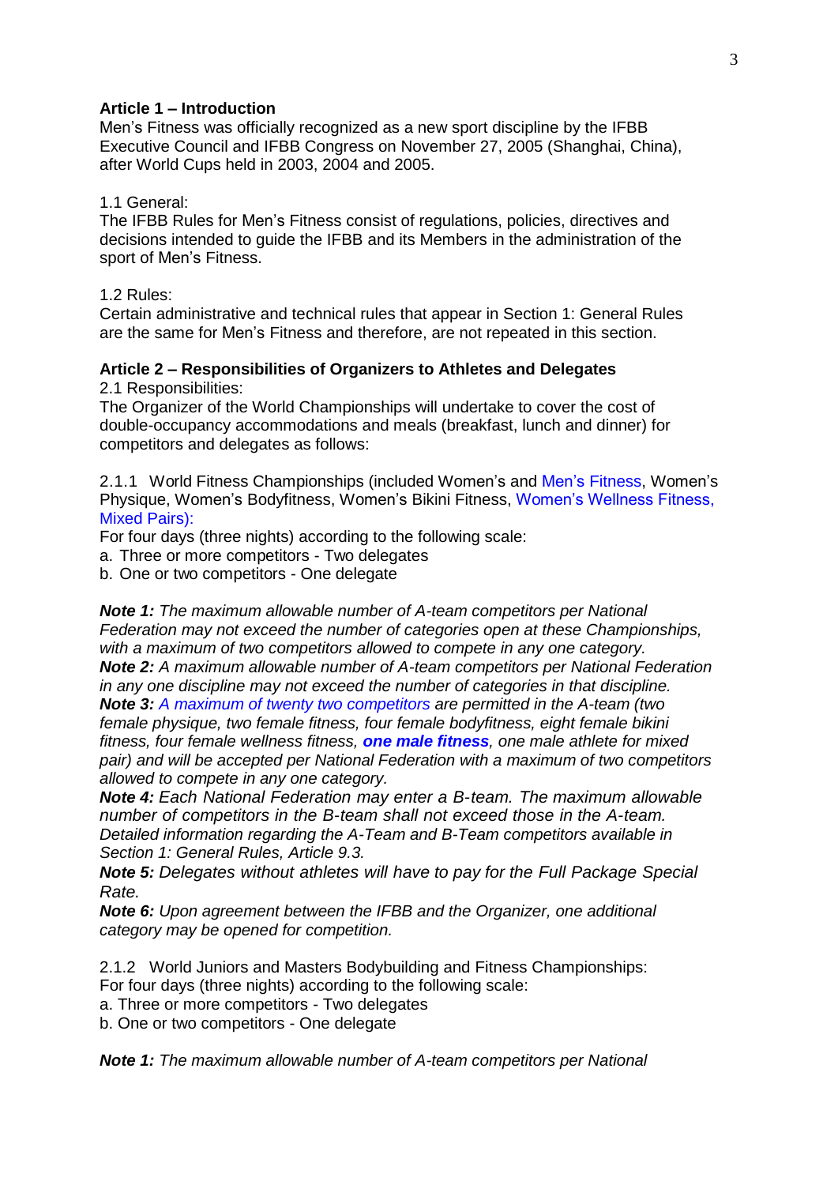**Article 1 – Introduction**
Men's Fitness was officially recognized as a new sport discipline by the IFBB Executive Council and IFBB Congress on November 27, 2005 (Shanghai, China), after World Cups held in 2003, 2004 and 2005.

1.1 General:
The IFBB Rules for Men's Fitness consist of regulations, policies, directives and decisions intended to guide the IFBB and its Members in the administration of the sport of Men's Fitness.

1.2 Rules:
Certain administrative and technical rules that appear in Section 1: General Rules are the same for Men's Fitness and therefore, are not repeated in this section.

**Article 2 – Responsibilities of Organizers to Athletes and Delegates**
2.1 Responsibilities:
The Organizer of the World Championships will undertake to cover the cost of double-occupancy accommodations and meals (breakfast, lunch and dinner) for competitors and delegates as follows:

2.1.1 World Fitness Championships (included Women's and Men's Fitness, Women's Physique, Women's Bodyfitness, Women's Bikini Fitness, Women's Wellness Fitness, Mixed Pairs):
For four days (three nights) according to the following scale:
a. Three or more competitors - Two delegates
b. One or two competitors - One delegate

***Note 1:*** *The maximum allowable number of A-team competitors per National Federation may not exceed the number of categories open at these Championships, with a maximum of two competitors allowed to compete in any one category.*
***Note 2:*** *A maximum allowable number of A-team competitors per National Federation in any one discipline may not exceed the number of categories in that discipline.*
***Note 3:*** *A maximum of twenty two competitors are permitted in the A-team (two female physique, two female fitness, four female bodyfitness, eight female bikini fitness, four female wellness fitness,* ***one male fitness****, one male athlete for mixed pair) and will be accepted per National Federation with a maximum of two competitors allowed to compete in any one category.*
***Note 4:*** *Each National Federation may enter a B-team. The maximum allowable number of competitors in the B-team shall not exceed those in the A-team. Detailed information regarding the A-Team and B-Team competitors available in Section 1: General Rules, Article 9.3.*
***Note 5:*** *Delegates without athletes will have to pay for the Full Package Special Rate.*
***Note 6:*** *Upon agreement between the IFBB and the Organizer, one additional category may be opened for competition.*

2.1.2 World Juniors and Masters Bodybuilding and Fitness Championships:
For four days (three nights) according to the following scale:
a. Three or more competitors - Two delegates
b. One or two competitors - One delegate

***Note 1:*** *The maximum allowable number of A-team competitors per National*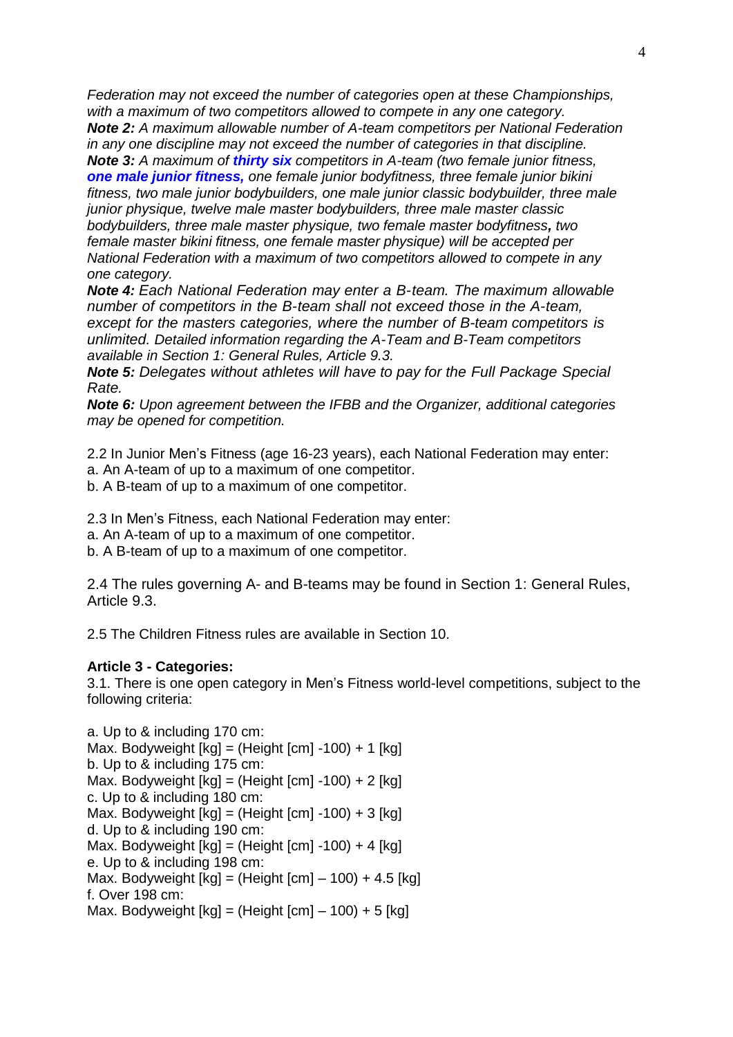*Federation may not exceed the number of categories open at these Championships, with a maximum of two competitors allowed to compete in any one category.*

***Note 2:*** *A maximum allowable number of A-team competitors per National Federation in any one discipline may not exceed the number of categories in that discipline.*

***Note 3:*** *A maximum of* ***thirty six*** *competitors in A-team (two female junior fitness,* ***one male junior fitness,*** *one female junior bodyfitness, three female junior bikini fitness, two male junior bodybuilders, one male junior classic bodybuilder, three male junior physique, twelve male master bodybuilders, three male master classic bodybuilders, three male master physique, two female master bodyfitness**,** two female master bikini fitness, one female master physique) will be accepted per National Federation with a maximum of two competitors allowed to compete in any one category.*

***Note 4:*** *Each National Federation may enter a B-team. The maximum allowable number of competitors in the B-team shall not exceed those in the A-team, except for the masters categories, where the number of B-team competitors is unlimited. Detailed information regarding the A-Team and B-Team competitors available in Section 1: General Rules, Article 9.3.*

***Note 5:*** *Delegates without athletes will have to pay for the Full Package Special Rate.*

***Note 6:*** *Upon agreement between the IFBB and the Organizer, additional categories may be opened for competition.*

2.2 In Junior Men's Fitness (age 16-23 years), each National Federation may enter:
a. An A-team of up to a maximum of one competitor.
b. A B-team of up to a maximum of one competitor.

2.3 In Men's Fitness, each National Federation may enter:
a. An A-team of up to a maximum of one competitor.
b. A B-team of up to a maximum of one competitor.

2.4 The rules governing A- and B-teams may be found in Section 1: General Rules, Article 9.3.

2.5 The Children Fitness rules are available in Section 10.

**Article 3 - Categories:**

3.1. There is one open category in Men's Fitness world-level competitions, subject to the following criteria:

a. Up to & including 170 cm:
Max. Bodyweight [kg] = (Height [cm] -100) + 1 [kg]
b. Up to & including 175 cm:
Max. Bodyweight [kg] = (Height [cm] -100) + 2 [kg]
c. Up to & including 180 cm:
Max. Bodyweight [kg] = (Height [cm] -100) + 3 [kg]
d. Up to & including 190 cm:
Max. Bodyweight [kg] = (Height [cm] -100) + 4 [kg]
e. Up to & including 198 cm:
Max. Bodyweight [kg] = (Height [cm] – 100) + 4.5 [kg]
f. Over 198 cm:
Max. Bodyweight [kg] = (Height [cm] – 100) + 5 [kg]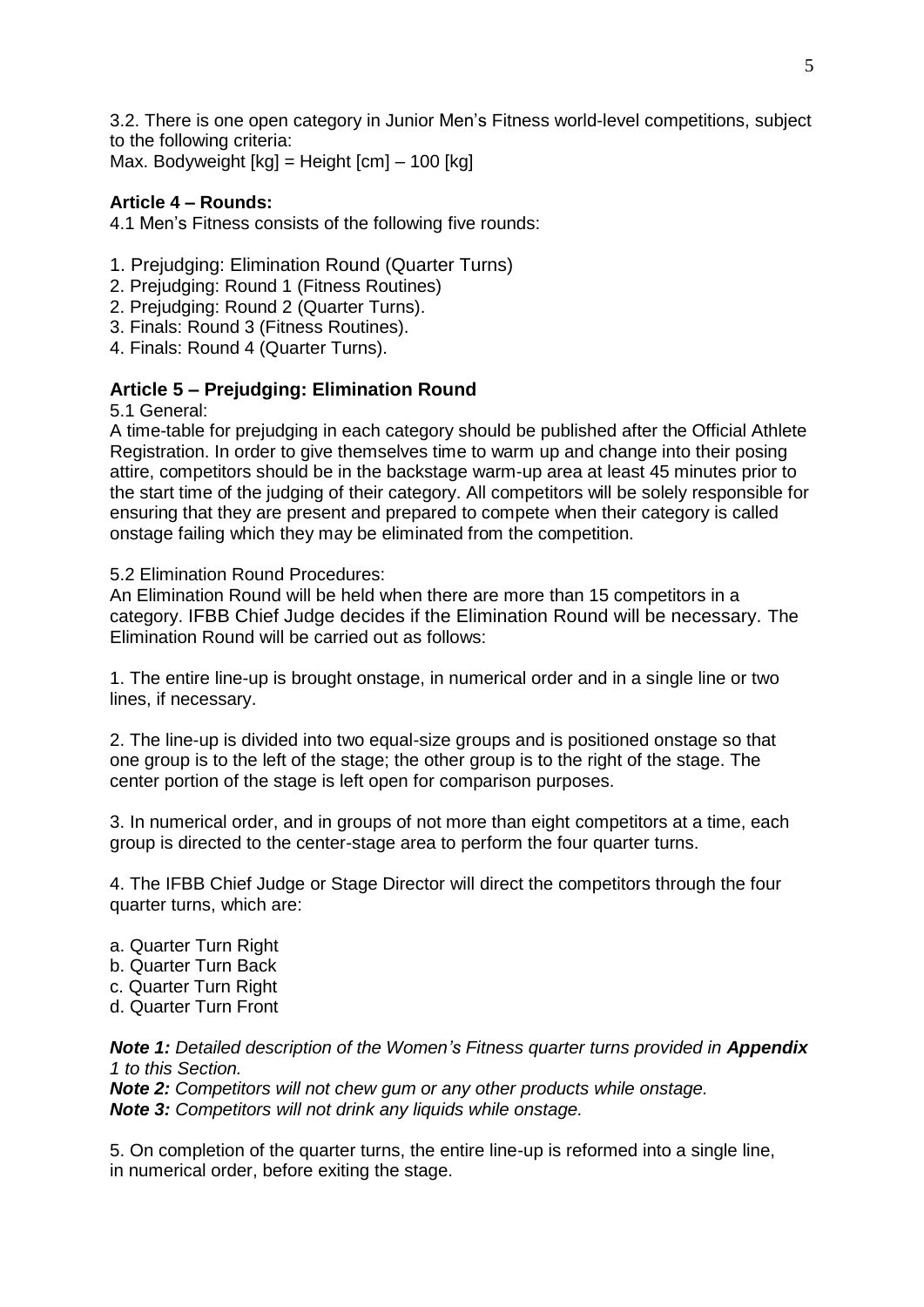3.2. There is one open category in Junior Men's Fitness world-level competitions, subject to the following criteria:
Max. Bodyweight [kg] = Height [cm] – 100 [kg]

## Article 4 – Rounds:

4.1 Men's Fitness consists of the following five rounds:

1. Prejudging: Elimination Round (Quarter Turns)
2. Prejudging: Round 1 (Fitness Routines)
2. Prejudging: Round 2 (Quarter Turns).
3. Finals: Round 3 (Fitness Routines).
4. Finals: Round 4 (Quarter Turns).

## Article 5 – Prejudging: Elimination Round

5.1 General:
A time-table for prejudging in each category should be published after the Official Athlete Registration. In order to give themselves time to warm up and change into their posing attire, competitors should be in the backstage warm-up area at least 45 minutes prior to the start time of the judging of their category. All competitors will be solely responsible for ensuring that they are present and prepared to compete when their category is called onstage failing which they may be eliminated from the competition.

5.2 Elimination Round Procedures:
An Elimination Round will be held when there are more than 15 competitors in a category. IFBB Chief Judge decides if the Elimination Round will be necessary. The Elimination Round will be carried out as follows:

1. The entire line-up is brought onstage, in numerical order and in a single line or two lines, if necessary.

2. The line-up is divided into two equal-size groups and is positioned onstage so that one group is to the left of the stage; the other group is to the right of the stage. The center portion of the stage is left open for comparison purposes.

3. In numerical order, and in groups of not more than eight competitors at a time, each group is directed to the center-stage area to perform the four quarter turns.

4. The IFBB Chief Judge or Stage Director will direct the competitors through the four quarter turns, which are:

a. Quarter Turn Right
b. Quarter Turn Back
c. Quarter Turn Right
d. Quarter Turn Front

***Note 1:*** *Detailed description of the Women's Fitness quarter turns provided in **Appendix** 1 to this Section.*
***Note 2:*** *Competitors will not chew gum or any other products while onstage.*
***Note 3:*** *Competitors will not drink any liquids while onstage.*

5. On completion of the quarter turns, the entire line-up is reformed into a single line, in numerical order, before exiting the stage.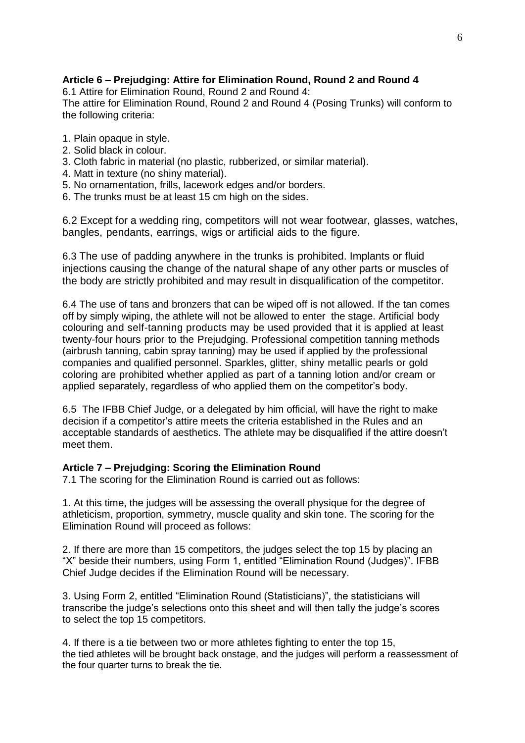## Article 6 – Prejudging: Attire for Elimination Round, Round 2 and Round 4

6.1 Attire for Elimination Round, Round 2 and Round 4:
The attire for Elimination Round, Round 2 and Round 4 (Posing Trunks) will conform to the following criteria:

1. Plain opaque in style.
2. Solid black in colour.
3. Cloth fabric in material (no plastic, rubberized, or similar material).
4. Matt in texture (no shiny material).
5. No ornamentation, frills, lacework edges and/or borders.
6. The trunks must be at least 15 cm high on the sides.

6.2 Except for a wedding ring, competitors will not wear footwear, glasses, watches, bangles, pendants, earrings, wigs or artificial aids to the figure.

6.3 The use of padding anywhere in the trunks is prohibited. Implants or fluid injections causing the change of the natural shape of any other parts or muscles of the body are strictly prohibited and may result in disqualification of the competitor.

6.4 The use of tans and bronzers that can be wiped off is not allowed. If the tan comes off by simply wiping, the athlete will not be allowed to enter the stage. Artificial body colouring and self-tanning products may be used provided that it is applied at least twenty-four hours prior to the Prejudging. Professional competition tanning methods (airbrush tanning, cabin spray tanning) may be used if applied by the professional companies and qualified personnel. Sparkles, glitter, shiny metallic pearls or gold coloring are prohibited whether applied as part of a tanning lotion and/or cream or applied separately, regardless of who applied them on the competitor's body.

6.5 The IFBB Chief Judge, or a delegated by him official, will have the right to make decision if a competitor's attire meets the criteria established in the Rules and an acceptable standards of aesthetics. The athlete may be disqualified if the attire doesn't meet them.

## Article 7 – Prejudging: Scoring the Elimination Round

7.1 The scoring for the Elimination Round is carried out as follows:

1. At this time, the judges will be assessing the overall physique for the degree of athleticism, proportion, symmetry, muscle quality and skin tone. The scoring for the Elimination Round will proceed as follows:

2. If there are more than 15 competitors, the judges select the top 15 by placing an "X" beside their numbers, using Form 1, entitled "Elimination Round (Judges)". IFBB Chief Judge decides if the Elimination Round will be necessary.

3. Using Form 2, entitled "Elimination Round (Statisticians)", the statisticians will transcribe the judge's selections onto this sheet and will then tally the judge's scores to select the top 15 competitors.

4. If there is a tie between two or more athletes fighting to enter the top 15, the tied athletes will be brought back onstage, and the judges will perform a reassessment of the four quarter turns to break the tie.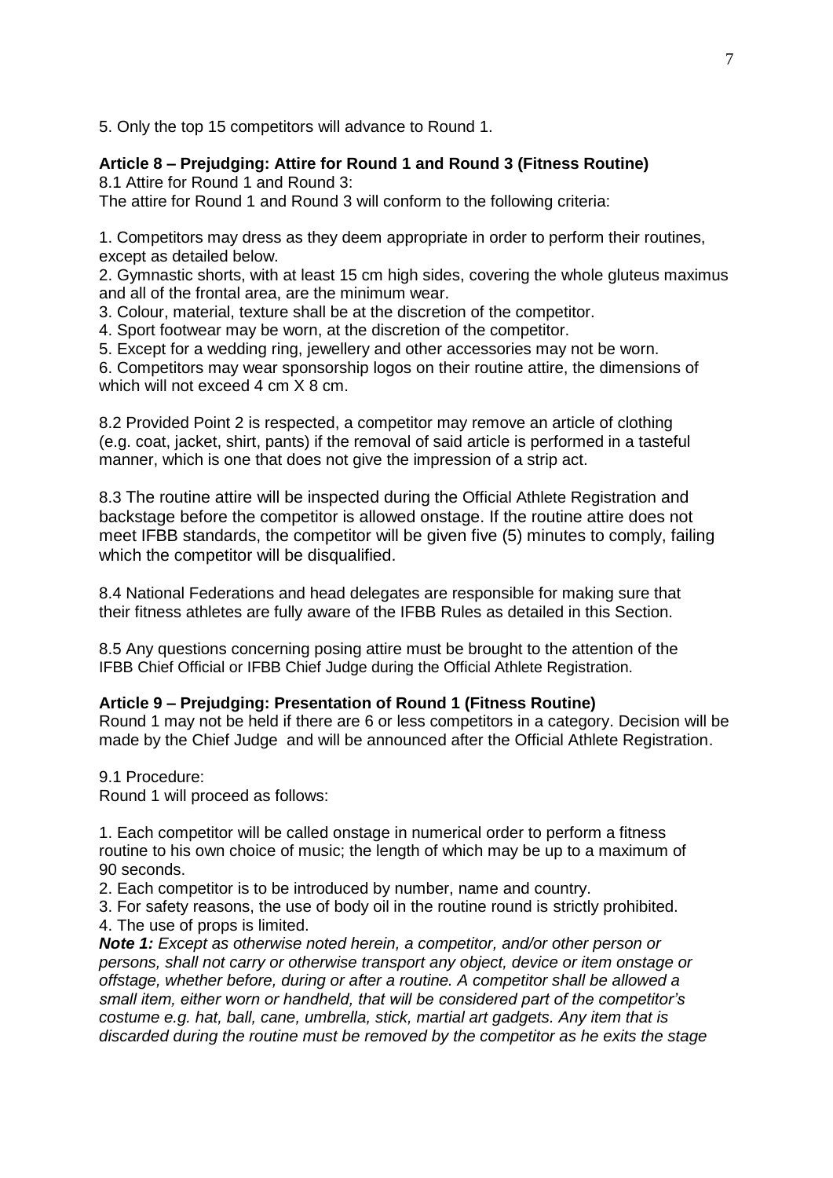5. Only the top 15 competitors will advance to Round 1.

**Article 8 – Prejudging: Attire for Round 1 and Round 3 (Fitness Routine)**

8.1 Attire for Round 1 and Round 3:

The attire for Round 1 and Round 3 will conform to the following criteria:

1. Competitors may dress as they deem appropriate in order to perform their routines, except as detailed below.
2. Gymnastic shorts, with at least 15 cm high sides, covering the whole gluteus maximus and all of the frontal area, are the minimum wear.
3. Colour, material, texture shall be at the discretion of the competitor.
4. Sport footwear may be worn, at the discretion of the competitor.
5. Except for a wedding ring, jewellery and other accessories may not be worn.
6. Competitors may wear sponsorship logos on their routine attire, the dimensions of which will not exceed 4 cm X 8 cm.

8.2 Provided Point 2 is respected, a competitor may remove an article of clothing (e.g. coat, jacket, shirt, pants) if the removal of said article is performed in a tasteful manner, which is one that does not give the impression of a strip act.

8.3 The routine attire will be inspected during the Official Athlete Registration and backstage before the competitor is allowed onstage. If the routine attire does not meet IFBB standards, the competitor will be given five (5) minutes to comply, failing which the competitor will be disqualified.

8.4 National Federations and head delegates are responsible for making sure that their fitness athletes are fully aware of the IFBB Rules as detailed in this Section.

8.5 Any questions concerning posing attire must be brought to the attention of the IFBB Chief Official or IFBB Chief Judge during the Official Athlete Registration.

**Article 9 – Prejudging: Presentation of Round 1 (Fitness Routine)**

Round 1 may not be held if there are 6 or less competitors in a category. Decision will be made by the Chief Judge and will be announced after the Official Athlete Registration.

9.1 Procedure:

Round 1 will proceed as follows:

1. Each competitor will be called onstage in numerical order to perform a fitness routine to his own choice of music; the length of which may be up to a maximum of 90 seconds.
2. Each competitor is to be introduced by number, name and country.
3. For safety reasons, the use of body oil in the routine round is strictly prohibited.
4. The use of props is limited.

***Note 1:*** *Except as otherwise noted herein, a competitor, and/or other person or persons, shall not carry or otherwise transport any object, device or item onstage or offstage, whether before, during or after a routine. A competitor shall be allowed a small item, either worn or handheld, that will be considered part of the competitor's costume e.g. hat, ball, cane, umbrella, stick, martial art gadgets. Any item that is discarded during the routine must be removed by the competitor as he exits the stage*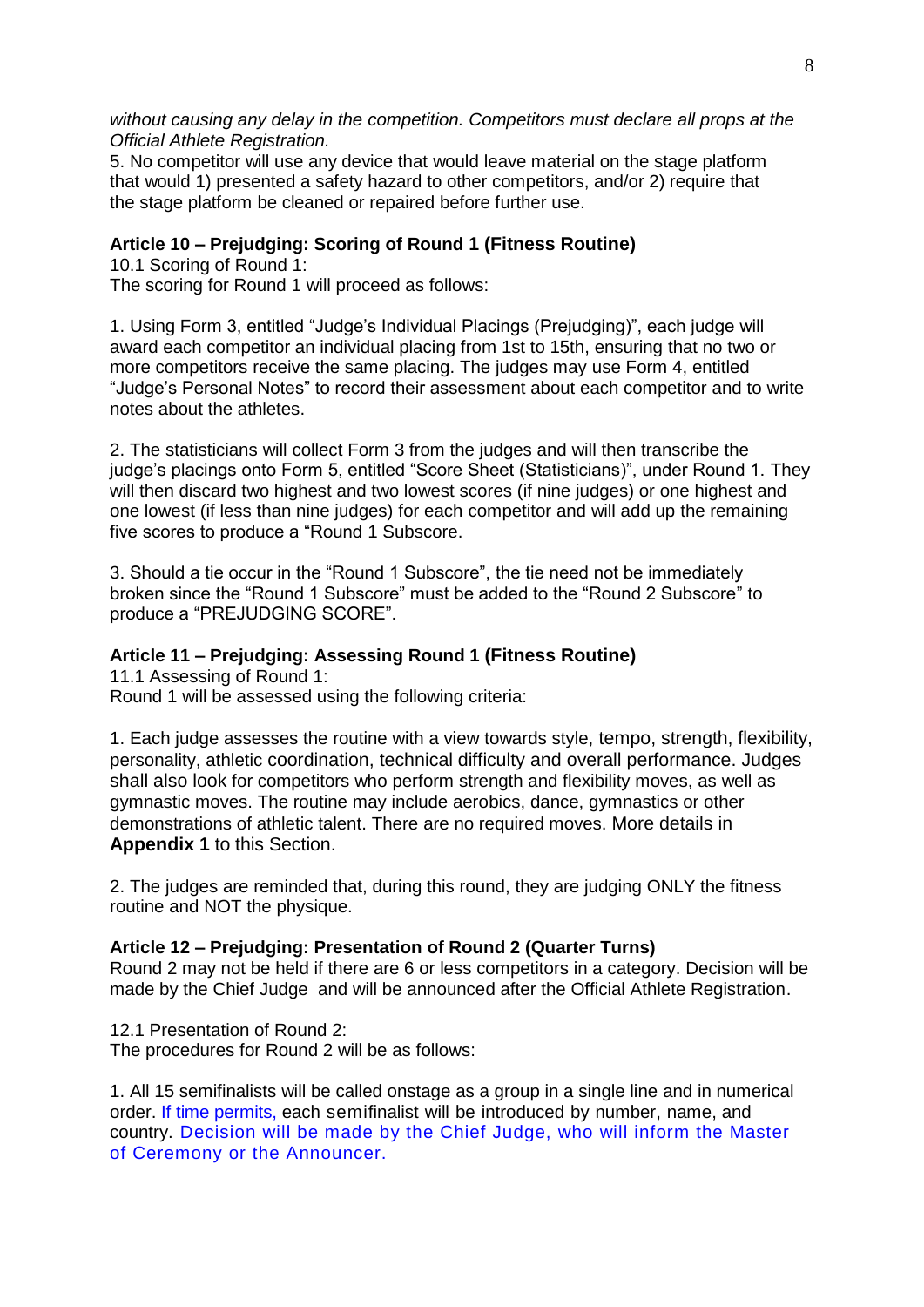*without causing any delay in the competition. Competitors must declare all props at the Official Athlete Registration.*

5. No competitor will use any device that would leave material on the stage platform that would 1) presented a safety hazard to other competitors, and/or 2) require that the stage platform be cleaned or repaired before further use.

**Article 10 – Prejudging: Scoring of Round 1 (Fitness Routine)**

10.1 Scoring of Round 1:
The scoring for Round 1 will proceed as follows:

1. Using Form 3, entitled "Judge's Individual Placings (Prejudging)", each judge will award each competitor an individual placing from 1st to 15th, ensuring that no two or more competitors receive the same placing. The judges may use Form 4, entitled "Judge's Personal Notes" to record their assessment about each competitor and to write notes about the athletes.

2. The statisticians will collect Form 3 from the judges and will then transcribe the judge's placings onto Form 5, entitled "Score Sheet (Statisticians)", under Round 1. They will then discard two highest and two lowest scores (if nine judges) or one highest and one lowest (if less than nine judges) for each competitor and will add up the remaining five scores to produce a "Round 1 Subscore.

3. Should a tie occur in the "Round 1 Subscore", the tie need not be immediately broken since the "Round 1 Subscore" must be added to the "Round 2 Subscore" to produce a "PREJUDGING SCORE".

**Article 11 – Prejudging: Assessing Round 1 (Fitness Routine)**

11.1 Assessing of Round 1:
Round 1 will be assessed using the following criteria:

1. Each judge assesses the routine with a view towards style, tempo, strength, flexibility, personality, athletic coordination, technical difficulty and overall performance. Judges shall also look for competitors who perform strength and flexibility moves, as well as gymnastic moves. The routine may include aerobics, dance, gymnastics or other demonstrations of athletic talent. There are no required moves. More details in **Appendix 1** to this Section.

2. The judges are reminded that, during this round, they are judging ONLY the fitness routine and NOT the physique.

**Article 12 – Prejudging: Presentation of Round 2 (Quarter Turns)**

Round 2 may not be held if there are 6 or less competitors in a category. Decision will be made by the Chief Judge and will be announced after the Official Athlete Registration.

12.1 Presentation of Round 2:
The procedures for Round 2 will be as follows:

1. All 15 semifinalists will be called onstage as a group in a single line and in numerical order. If time permits, each semifinalist will be introduced by number, name, and country. Decision will be made by the Chief Judge, who will inform the Master of Ceremony or the Announcer.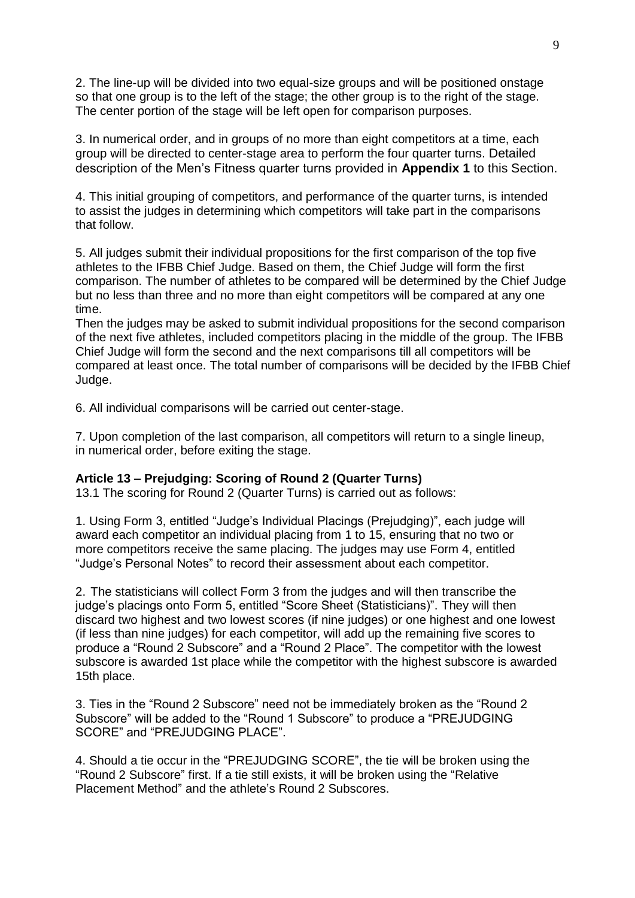2. The line-up will be divided into two equal-size groups and will be positioned onstage so that one group is to the left of the stage; the other group is to the right of the stage. The center portion of the stage will be left open for comparison purposes.

3. In numerical order, and in groups of no more than eight competitors at a time, each group will be directed to center-stage area to perform the four quarter turns. Detailed description of the Men's Fitness quarter turns provided in **Appendix 1** to this Section.

4. This initial grouping of competitors, and performance of the quarter turns, is intended to assist the judges in determining which competitors will take part in the comparisons that follow.

5. All judges submit their individual propositions for the first comparison of the top five athletes to the IFBB Chief Judge. Based on them, the Chief Judge will form the first comparison. The number of athletes to be compared will be determined by the Chief Judge but no less than three and no more than eight competitors will be compared at any one time.
Then the judges may be asked to submit individual propositions for the second comparison of the next five athletes, included competitors placing in the middle of the group. The IFBB Chief Judge will form the second and the next comparisons till all competitors will be compared at least once. The total number of comparisons will be decided by the IFBB Chief Judge.

6. All individual comparisons will be carried out center-stage.

7. Upon completion of the last comparison, all competitors will return to a single lineup, in numerical order, before exiting the stage.

**Article 13 – Prejudging: Scoring of Round 2 (Quarter Turns)**

13.1 The scoring for Round 2 (Quarter Turns) is carried out as follows:

1. Using Form 3, entitled "Judge's Individual Placings (Prejudging)", each judge will award each competitor an individual placing from 1 to 15, ensuring that no two or more competitors receive the same placing. The judges may use Form 4, entitled "Judge's Personal Notes" to record their assessment about each competitor.

2. The statisticians will collect Form 3 from the judges and will then transcribe the judge's placings onto Form 5, entitled "Score Sheet (Statisticians)". They will then discard two highest and two lowest scores (if nine judges) or one highest and one lowest (if less than nine judges) for each competitor, will add up the remaining five scores to produce a "Round 2 Subscore" and a "Round 2 Place". The competitor with the lowest subscore is awarded 1st place while the competitor with the highest subscore is awarded 15th place.

3. Ties in the "Round 2 Subscore" need not be immediately broken as the "Round 2 Subscore" will be added to the "Round 1 Subscore" to produce a "PREJUDGING SCORE" and "PREJUDGING PLACE".

4. Should a tie occur in the "PREJUDGING SCORE", the tie will be broken using the "Round 2 Subscore" first. If a tie still exists, it will be broken using the "Relative Placement Method" and the athlete's Round 2 Subscores.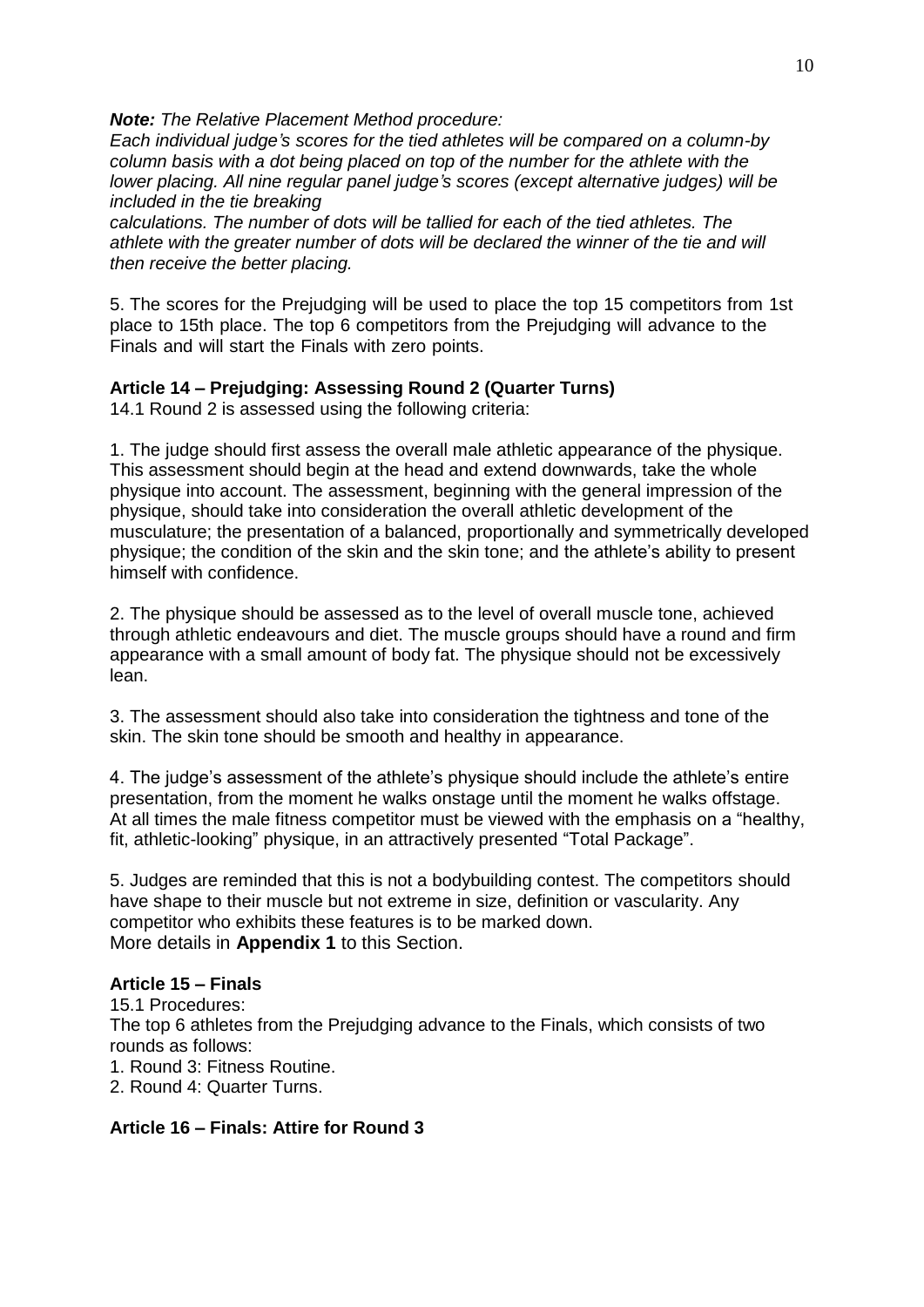***Note:*** *The Relative Placement Method procedure:*
*Each individual judge's scores for the tied athletes will be compared on a column-by column basis with a dot being placed on top of the number for the athlete with the lower placing. All nine regular panel judge's scores (except alternative judges) will be included in the tie breaking*
*calculations. The number of dots will be tallied for each of the tied athletes. The athlete with the greater number of dots will be declared the winner of the tie and will then receive the better placing.*

5. The scores for the Prejudging will be used to place the top 15 competitors from 1st place to 15th place. The top 6 competitors from the Prejudging will advance to the Finals and will start the Finals with zero points.

**Article 14 – Prejudging: Assessing Round 2 (Quarter Turns)**

14.1 Round 2 is assessed using the following criteria:

1. The judge should first assess the overall male athletic appearance of the physique. This assessment should begin at the head and extend downwards, take the whole physique into account. The assessment, beginning with the general impression of the physique, should take into consideration the overall athletic development of the musculature; the presentation of a balanced, proportionally and symmetrically developed physique; the condition of the skin and the skin tone; and the athlete's ability to present himself with confidence.

2. The physique should be assessed as to the level of overall muscle tone, achieved through athletic endeavours and diet. The muscle groups should have a round and firm appearance with a small amount of body fat. The physique should not be excessively lean.

3. The assessment should also take into consideration the tightness and tone of the skin. The skin tone should be smooth and healthy in appearance.

4. The judge's assessment of the athlete's physique should include the athlete's entire presentation, from the moment he walks onstage until the moment he walks offstage. At all times the male fitness competitor must be viewed with the emphasis on a "healthy, fit, athletic-looking" physique, in an attractively presented "Total Package".

5. Judges are reminded that this is not a bodybuilding contest. The competitors should have shape to their muscle but not extreme in size, definition or vascularity. Any competitor who exhibits these features is to be marked down.
More details in **Appendix 1** to this Section.

**Article 15 – Finals**

15.1 Procedures:
The top 6 athletes from the Prejudging advance to the Finals, which consists of two rounds as follows:

1. Round 3: Fitness Routine.
2. Round 4: Quarter Turns.

**Article 16 – Finals: Attire for Round 3**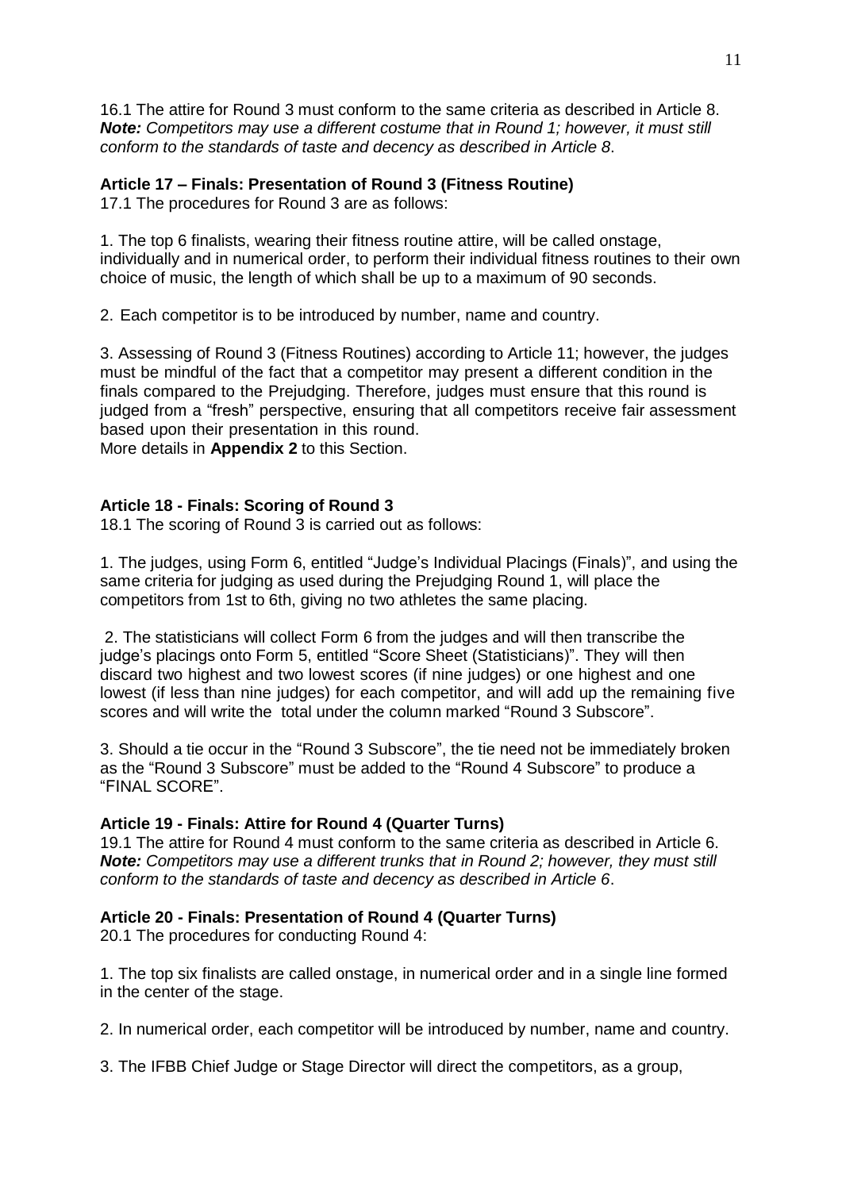16.1 The attire for Round 3 must conform to the same criteria as described in Article 8. ***Note:*** *Competitors may use a different costume that in Round 1; however, it must still conform to the standards of taste and decency as described in Article 8*.

**Article 17 – Finals: Presentation of Round 3 (Fitness Routine)**

17.1 The procedures for Round 3 are as follows:

1. The top 6 finalists, wearing their fitness routine attire, will be called onstage, individually and in numerical order, to perform their individual fitness routines to their own choice of music, the length of which shall be up to a maximum of 90 seconds.

2. Each competitor is to be introduced by number, name and country.

3. Assessing of Round 3 (Fitness Routines) according to Article 11; however, the judges must be mindful of the fact that a competitor may present a different condition in the finals compared to the Prejudging. Therefore, judges must ensure that this round is judged from a "fresh" perspective, ensuring that all competitors receive fair assessment based upon their presentation in this round.

More details in **Appendix 2** to this Section.

**Article 18 - Finals: Scoring of Round 3**

18.1 The scoring of Round 3 is carried out as follows:

1. The judges, using Form 6, entitled "Judge's Individual Placings (Finals)", and using the same criteria for judging as used during the Prejudging Round 1, will place the competitors from 1st to 6th, giving no two athletes the same placing.

2. The statisticians will collect Form 6 from the judges and will then transcribe the judge's placings onto Form 5, entitled "Score Sheet (Statisticians)". They will then discard two highest and two lowest scores (if nine judges) or one highest and one lowest (if less than nine judges) for each competitor, and will add up the remaining five scores and will write the total under the column marked "Round 3 Subscore".

3. Should a tie occur in the "Round 3 Subscore", the tie need not be immediately broken as the "Round 3 Subscore" must be added to the "Round 4 Subscore" to produce a "FINAL SCORE".

**Article 19 - Finals: Attire for Round 4 (Quarter Turns)**

19.1 The attire for Round 4 must conform to the same criteria as described in Article 6. ***Note:*** *Competitors may use a different trunks that in Round 2; however, they must still conform to the standards of taste and decency as described in Article 6*.

**Article 20 - Finals: Presentation of Round 4 (Quarter Turns)**

20.1 The procedures for conducting Round 4:

1. The top six finalists are called onstage, in numerical order and in a single line formed in the center of the stage.

2. In numerical order, each competitor will be introduced by number, name and country.

3. The IFBB Chief Judge or Stage Director will direct the competitors, as a group,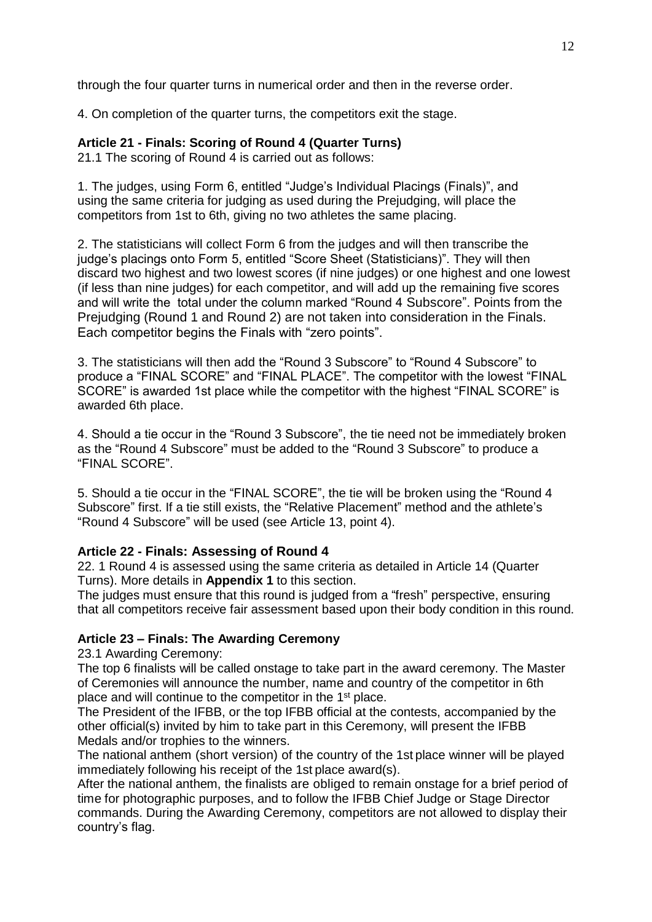through the four quarter turns in numerical order and then in the reverse order.

4. On completion of the quarter turns, the competitors exit the stage.

**Article 21 - Finals: Scoring of Round 4 (Quarter Turns)**

21.1 The scoring of Round 4 is carried out as follows:

1. The judges, using Form 6, entitled "Judge's Individual Placings (Finals)", and using the same criteria for judging as used during the Prejudging, will place the competitors from 1st to 6th, giving no two athletes the same placing.

2. The statisticians will collect Form 6 from the judges and will then transcribe the judge's placings onto Form 5, entitled "Score Sheet (Statisticians)". They will then discard two highest and two lowest scores (if nine judges) or one highest and one lowest (if less than nine judges) for each competitor, and will add up the remaining five scores and will write the total under the column marked "Round 4 Subscore". Points from the Prejudging (Round 1 and Round 2) are not taken into consideration in the Finals. Each competitor begins the Finals with "zero points".

3. The statisticians will then add the "Round 3 Subscore" to "Round 4 Subscore" to produce a "FINAL SCORE" and "FINAL PLACE". The competitor with the lowest "FINAL SCORE" is awarded 1st place while the competitor with the highest "FINAL SCORE" is awarded 6th place.

4. Should a tie occur in the "Round 3 Subscore", the tie need not be immediately broken as the "Round 4 Subscore" must be added to the "Round 3 Subscore" to produce a "FINAL SCORE".

5. Should a tie occur in the "FINAL SCORE", the tie will be broken using the "Round 4 Subscore" first. If a tie still exists, the "Relative Placement" method and the athlete's "Round 4 Subscore" will be used (see Article 13, point 4).

**Article 22 - Finals: Assessing of Round 4**

22. 1 Round 4 is assessed using the same criteria as detailed in Article 14 (Quarter Turns). More details in **Appendix 1** to this section.

The judges must ensure that this round is judged from a "fresh" perspective, ensuring that all competitors receive fair assessment based upon their body condition in this round.

**Article 23 – Finals: The Awarding Ceremony**

23.1 Awarding Ceremony:

The top 6 finalists will be called onstage to take part in the award ceremony. The Master of Ceremonies will announce the number, name and country of the competitor in 6th place and will continue to the competitor in the 1st place.

The President of the IFBB, or the top IFBB official at the contests, accompanied by the other official(s) invited by him to take part in this Ceremony, will present the IFBB Medals and/or trophies to the winners.

The national anthem (short version) of the country of the 1st place winner will be played immediately following his receipt of the 1st place award(s).

After the national anthem, the finalists are obliged to remain onstage for a brief period of time for photographic purposes, and to follow the IFBB Chief Judge or Stage Director commands. During the Awarding Ceremony, competitors are not allowed to display their country's flag.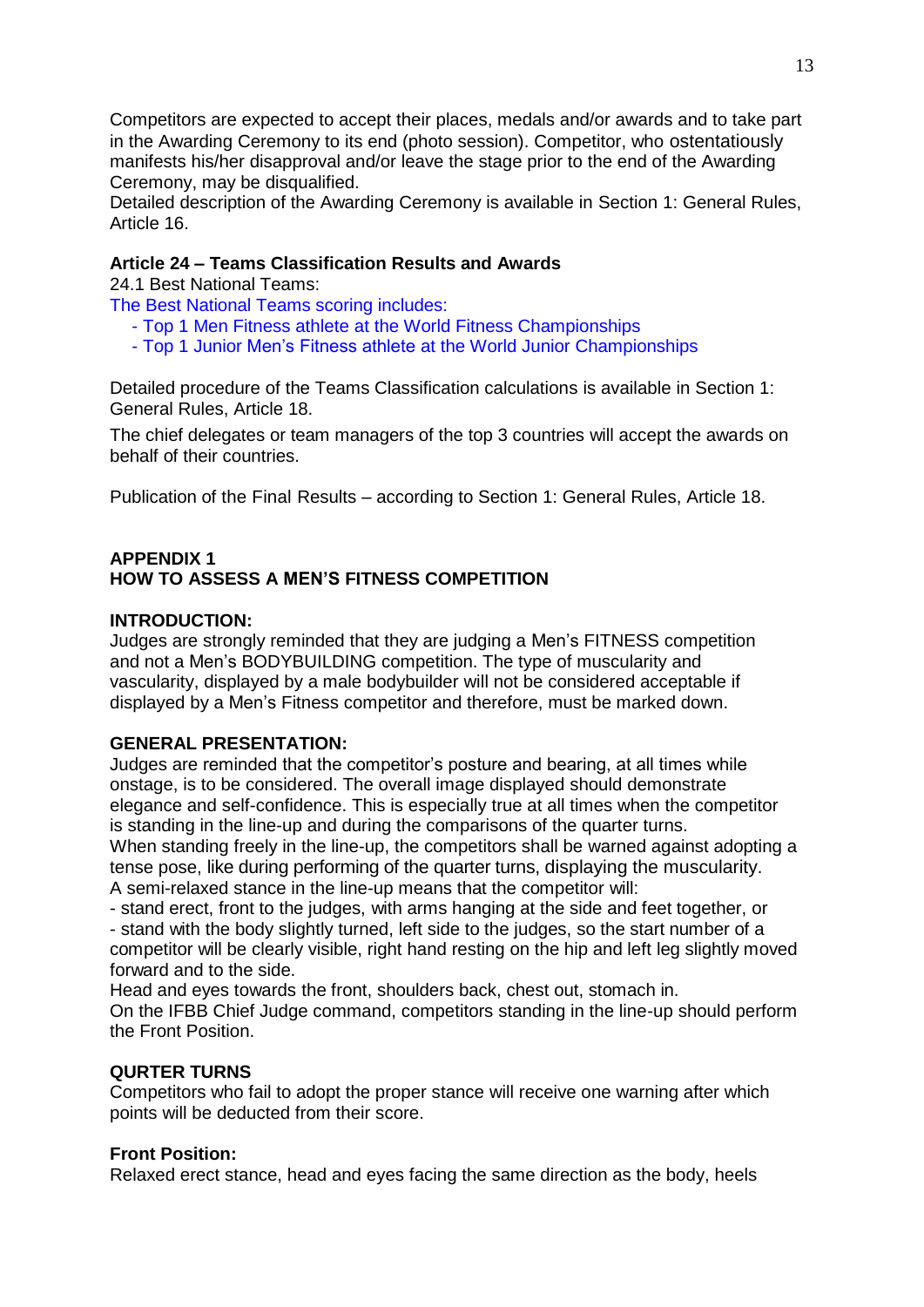Competitors are expected to accept their places, medals and/or awards and to take part in the Awarding Ceremony to its end (photo session). Competitor, who ostentatiously manifests his/her disapproval and/or leave the stage prior to the end of the Awarding Ceremony, may be disqualified.
Detailed description of the Awarding Ceremony is available in Section 1: General Rules, Article 16.

### Article 24 – Teams Classification Results and Awards

24.1 Best National Teams:

The Best National Teams scoring includes:

- Top 1 Men Fitness athlete at the World Fitness Championships
- Top 1 Junior Men's Fitness athlete at the World Junior Championships

Detailed procedure of the Teams Classification calculations is available in Section 1: General Rules, Article 18.

The chief delegates or team managers of the top 3 countries will accept the awards on behalf of their countries.

Publication of the Final Results – according to Section 1: General Rules, Article 18.

## APPENDIX 1
## HOW TO ASSESS A MEN'S FITNESS COMPETITION

### INTRODUCTION:

Judges are strongly reminded that they are judging a Men's FITNESS competition and not a Men's BODYBUILDING competition. The type of muscularity and vascularity, displayed by a male bodybuilder will not be considered acceptable if displayed by a Men's Fitness competitor and therefore, must be marked down.

### GENERAL PRESENTATION:

Judges are reminded that the competitor's posture and bearing, at all times while onstage, is to be considered. The overall image displayed should demonstrate elegance and self-confidence. This is especially true at all times when the competitor is standing in the line-up and during the comparisons of the quarter turns.
When standing freely in the line-up, the competitors shall be warned against adopting a tense pose, like during performing of the quarter turns, displaying the muscularity.
A semi-relaxed stance in the line-up means that the competitor will:
- stand erect, front to the judges, with arms hanging at the side and feet together, or
- stand with the body slightly turned, left side to the judges, so the start number of a competitor will be clearly visible, right hand resting on the hip and left leg slightly moved forward and to the side.

Head and eyes towards the front, shoulders back, chest out, stomach in.
On the IFBB Chief Judge command, competitors standing in the line-up should perform the Front Position.

### QURTER TURNS

Competitors who fail to adopt the proper stance will receive one warning after which points will be deducted from their score.

### Front Position:

Relaxed erect stance, head and eyes facing the same direction as the body, heels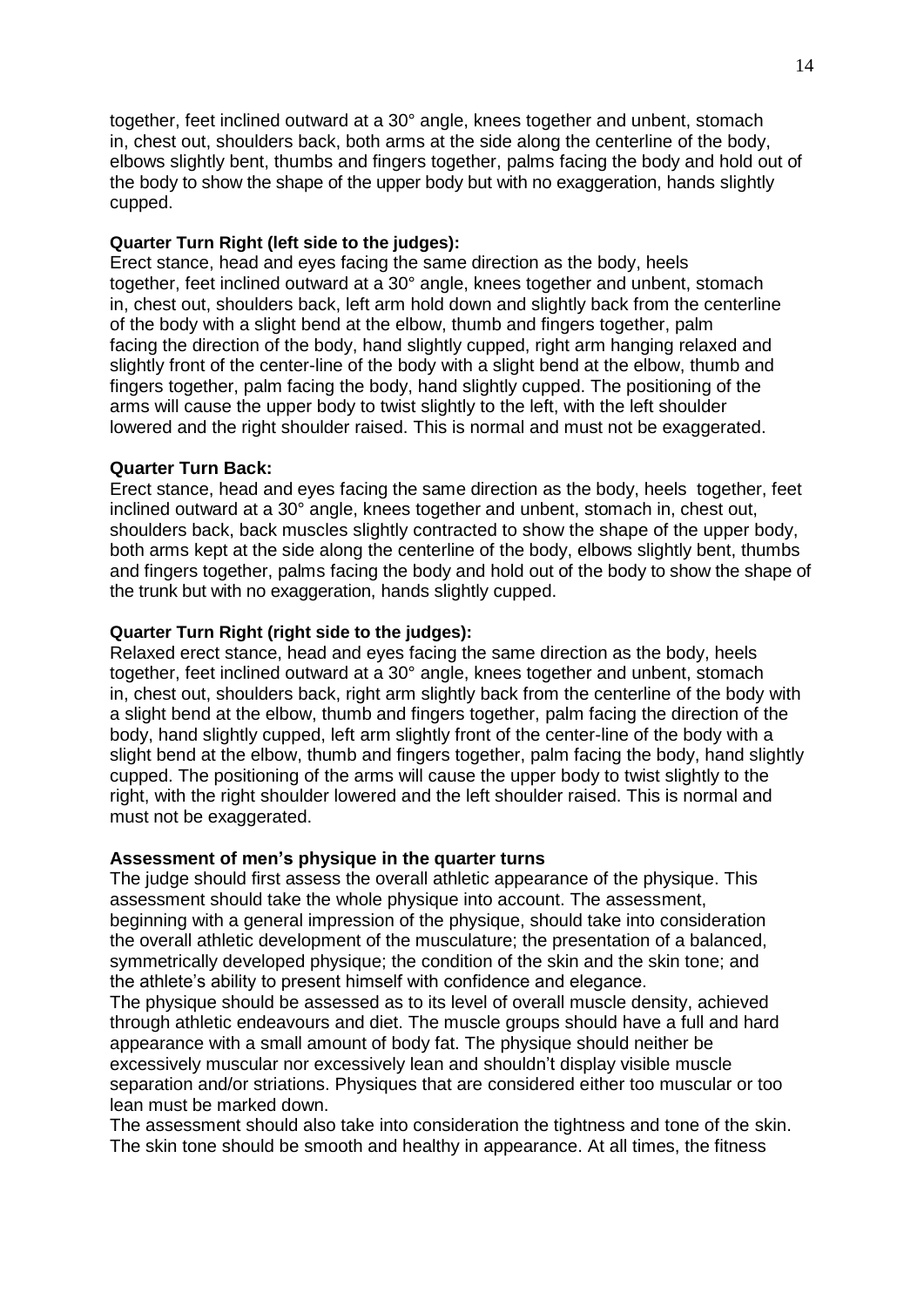together, feet inclined outward at a 30° angle, knees together and unbent, stomach in, chest out, shoulders back, both arms at the side along the centerline of the body, elbows slightly bent, thumbs and fingers together, palms facing the body and hold out of the body to show the shape of the upper body but with no exaggeration, hands slightly cupped.

**Quarter Turn Right (left side to the judges):**
Erect stance, head and eyes facing the same direction as the body, heels together, feet inclined outward at a 30° angle, knees together and unbent, stomach in, chest out, shoulders back, left arm hold down and slightly back from the centerline of the body with a slight bend at the elbow, thumb and fingers together, palm facing the direction of the body, hand slightly cupped, right arm hanging relaxed and slightly front of the center-line of the body with a slight bend at the elbow, thumb and fingers together, palm facing the body, hand slightly cupped. The positioning of the arms will cause the upper body to twist slightly to the left, with the left shoulder lowered and the right shoulder raised. This is normal and must not be exaggerated.

**Quarter Turn Back:**
Erect stance, head and eyes facing the same direction as the body, heels together, feet inclined outward at a 30° angle, knees together and unbent, stomach in, chest out, shoulders back, back muscles slightly contracted to show the shape of the upper body, both arms kept at the side along the centerline of the body, elbows slightly bent, thumbs and fingers together, palms facing the body and hold out of the body to show the shape of the trunk but with no exaggeration, hands slightly cupped.

**Quarter Turn Right (right side to the judges):**
Relaxed erect stance, head and eyes facing the same direction as the body, heels together, feet inclined outward at a 30° angle, knees together and unbent, stomach in, chest out, shoulders back, right arm slightly back from the centerline of the body with a slight bend at the elbow, thumb and fingers together, palm facing the direction of the body, hand slightly cupped, left arm slightly front of the center-line of the body with a slight bend at the elbow, thumb and fingers together, palm facing the body, hand slightly cupped. The positioning of the arms will cause the upper body to twist slightly to the right, with the right shoulder lowered and the left shoulder raised. This is normal and must not be exaggerated.

**Assessment of men's physique in the quarter turns**
The judge should first assess the overall athletic appearance of the physique. This assessment should take the whole physique into account. The assessment, beginning with a general impression of the physique, should take into consideration the overall athletic development of the musculature; the presentation of a balanced, symmetrically developed physique; the condition of the skin and the skin tone; and the athlete's ability to present himself with confidence and elegance.
The physique should be assessed as to its level of overall muscle density, achieved through athletic endeavours and diet. The muscle groups should have a full and hard appearance with a small amount of body fat. The physique should neither be excessively muscular nor excessively lean and shouldn't display visible muscle separation and/or striations. Physiques that are considered either too muscular or too lean must be marked down.
The assessment should also take into consideration the tightness and tone of the skin. The skin tone should be smooth and healthy in appearance. At all times, the fitness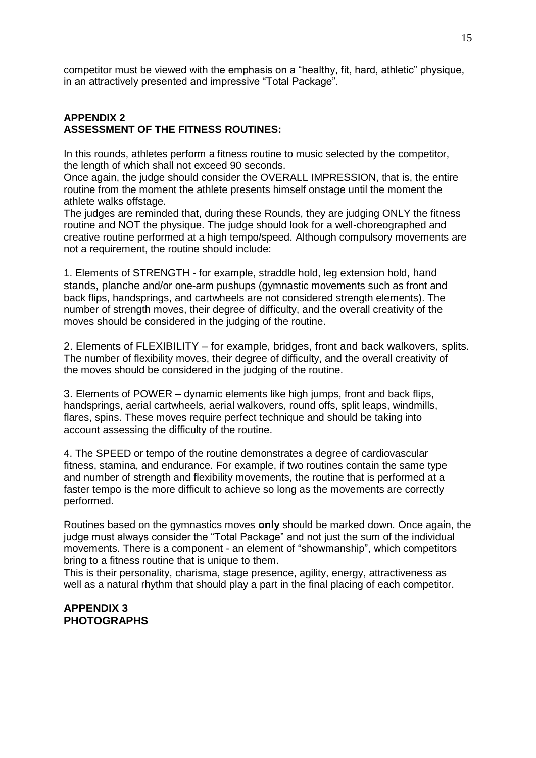competitor must be viewed with the emphasis on a "healthy, fit, hard, athletic" physique, in an attractively presented and impressive "Total Package".

## APPENDIX 2
## ASSESSMENT OF THE FITNESS ROUTINES:

In this rounds, athletes perform a fitness routine to music selected by the competitor, the length of which shall not exceed 90 seconds.
Once again, the judge should consider the OVERALL IMPRESSION, that is, the entire routine from the moment the athlete presents himself onstage until the moment the athlete walks offstage.
The judges are reminded that, during these Rounds, they are judging ONLY the fitness routine and NOT the physique. The judge should look for a well-choreographed and creative routine performed at a high tempo/speed. Although compulsory movements are not a requirement, the routine should include:

1. Elements of STRENGTH - for example, straddle hold, leg extension hold, hand stands, planche and/or one-arm pushups (gymnastic movements such as front and back flips, handsprings, and cartwheels are not considered strength elements). The number of strength moves, their degree of difficulty, and the overall creativity of the moves should be considered in the judging of the routine.

2. Elements of FLEXIBILITY – for example, bridges, front and back walkovers, splits. The number of flexibility moves, their degree of difficulty, and the overall creativity of the moves should be considered in the judging of the routine.

3. Elements of POWER – dynamic elements like high jumps, front and back flips, handsprings, aerial cartwheels, aerial walkovers, round offs, split leaps, windmills, flares, spins. These moves require perfect technique and should be taking into account assessing the difficulty of the routine.

4. The SPEED or tempo of the routine demonstrates a degree of cardiovascular fitness, stamina, and endurance. For example, if two routines contain the same type and number of strength and flexibility movements, the routine that is performed at a faster tempo is the more difficult to achieve so long as the movements are correctly performed.

Routines based on the gymnastics moves **only** should be marked down. Once again, the judge must always consider the "Total Package" and not just the sum of the individual movements. There is a component - an element of "showmanship", which competitors bring to a fitness routine that is unique to them.
This is their personality, charisma, stage presence, agility, energy, attractiveness as well as a natural rhythm that should play a part in the final placing of each competitor.

## APPENDIX 3
## PHOTOGRAPHS